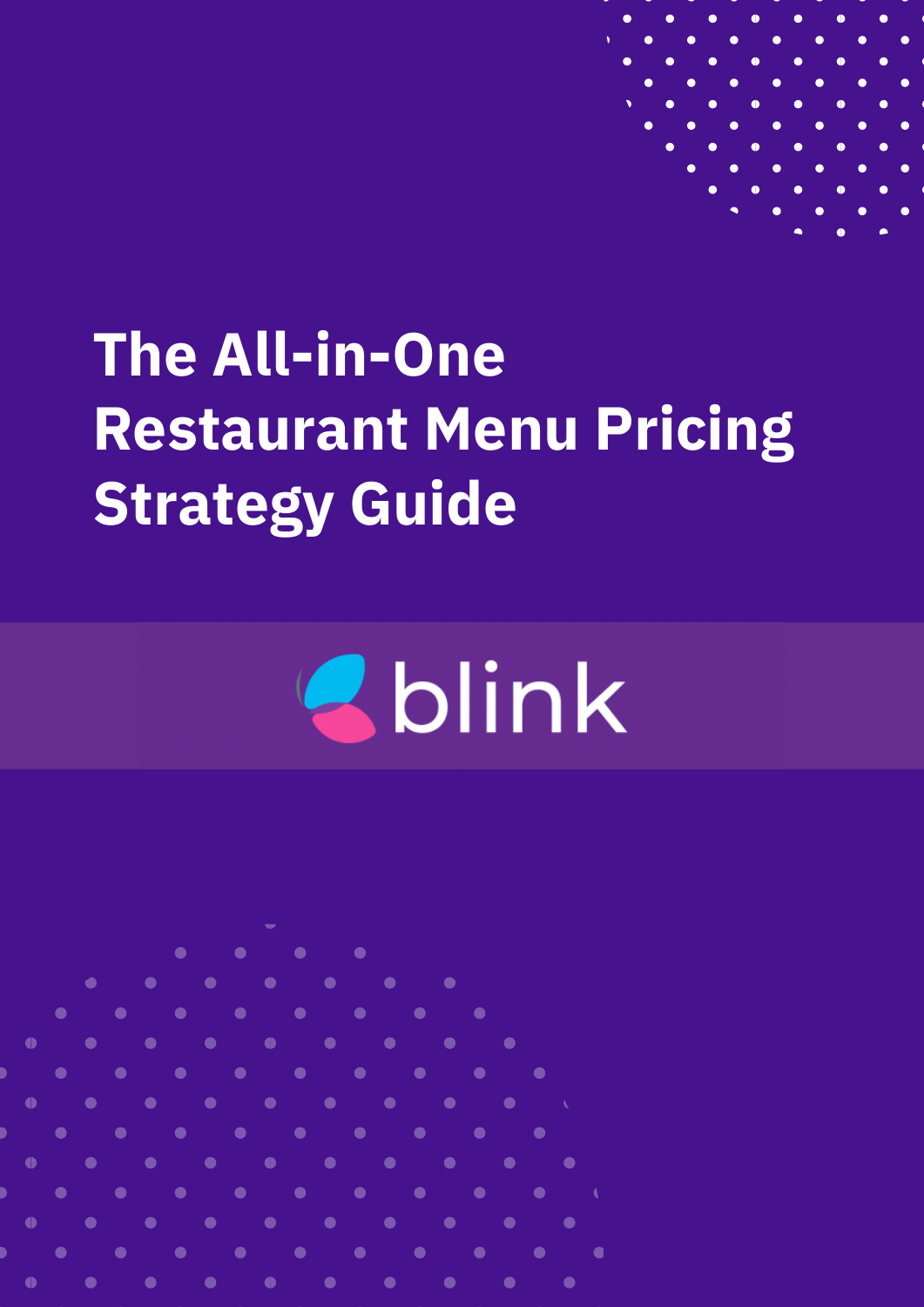# The All-in-One Restaurant Menu Pricing Strategy Guide

blink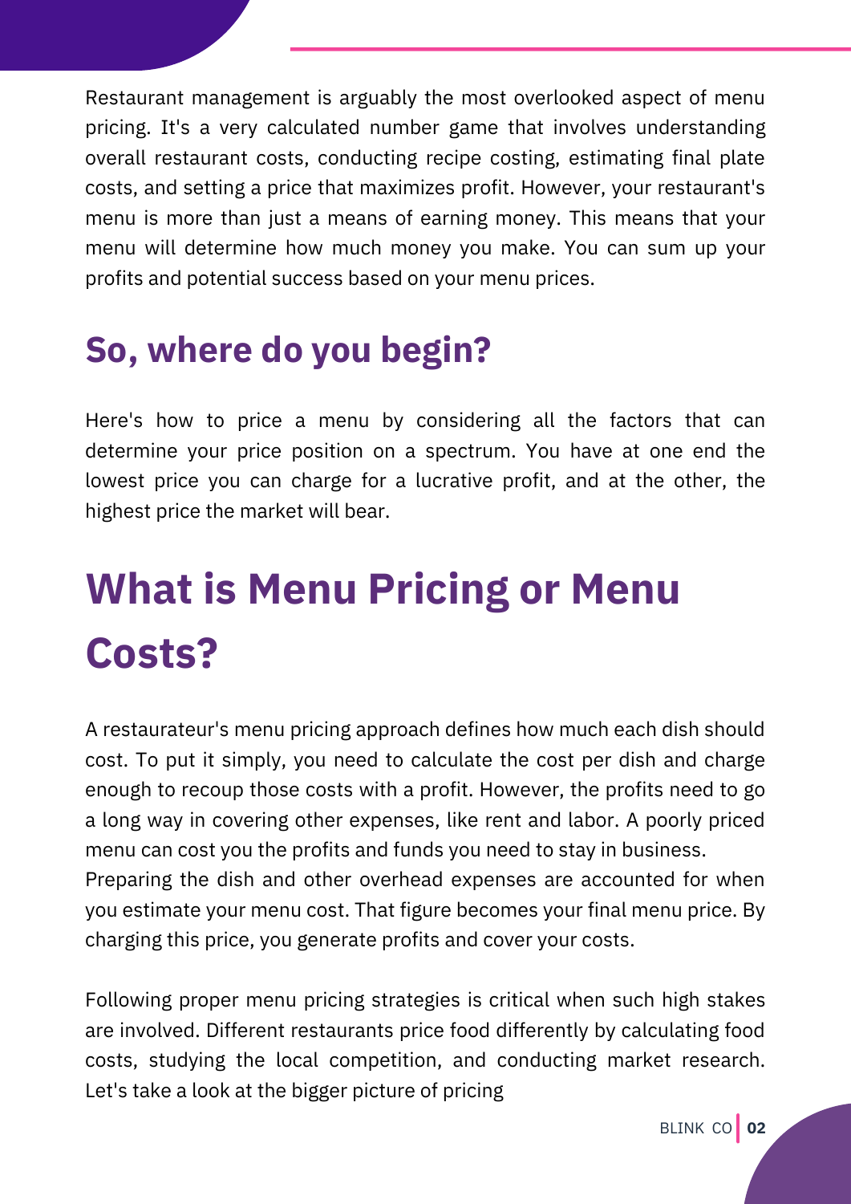Restaurant management is arguably the most overlooked aspect of menu pricing. It's a very calculated number game that involves understanding overall restaurant costs, conducting recipe costing, estimating final plate costs, and setting a price that maximizes profit. However, your restaurant's menu is more than just a means of earning money. This means that your menu will determine how much money you make. You can sum up your profits and potential success based on your menu prices.

## So, where do you begin?

Here's how to price a menu by considering all the factors that can determine your price position on a spectrum. You have at one end the lowest price you can charge for a lucrative profit, and at the other, the highest price the market will bear.

# What is Menu Pricing or Menu Costs?

A restaurateur's menu pricing approach defines how much each dish should cost. To put it simply, you need to calculate the cost per dish and charge enough to recoup those costs with a profit. However, the profits need to go a long way in covering other expenses, like rent and labor. A poorly priced menu can cost you the profits and funds you need to stay in business.
Preparing the dish and other overhead expenses are accounted for when you estimate your menu cost. That figure becomes your final menu price. By charging this price, you generate profits and cover your costs.

Following proper menu pricing strategies is critical when such high stakes are involved. Different restaurants price food differently by calculating food costs, studying the local competition, and conducting market research. Let's take a look at the bigger picture of pricing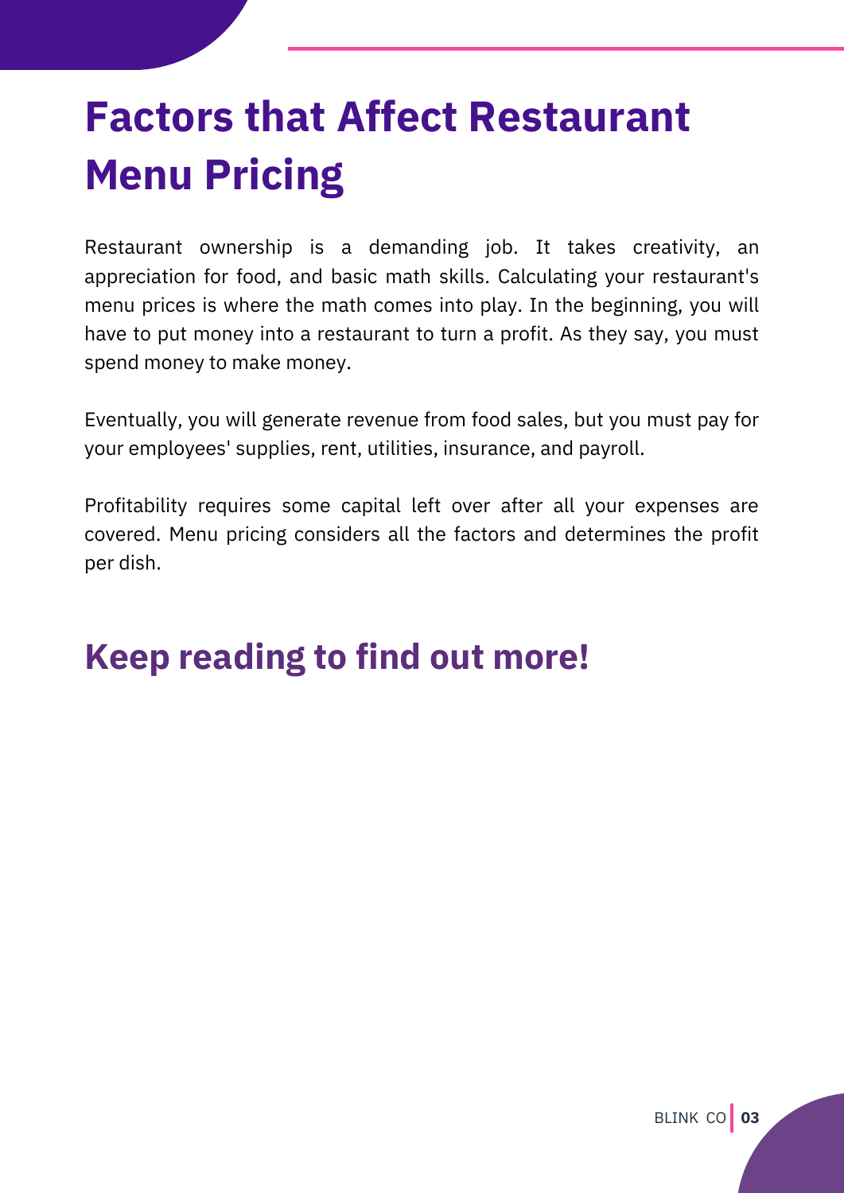# Factors that Affect Restaurant Menu Pricing

Restaurant ownership is a demanding job. It takes creativity, an appreciation for food, and basic math skills. Calculating your restaurant's menu prices is where the math comes into play. In the beginning, you will have to put money into a restaurant to turn a profit. As they say, you must spend money to make money.

Eventually, you will generate revenue from food sales, but you must pay for your employees' supplies, rent, utilities, insurance, and payroll.

Profitability requires some capital left over after all your expenses are covered. Menu pricing considers all the factors and determines the profit per dish.

## Keep reading to find out more!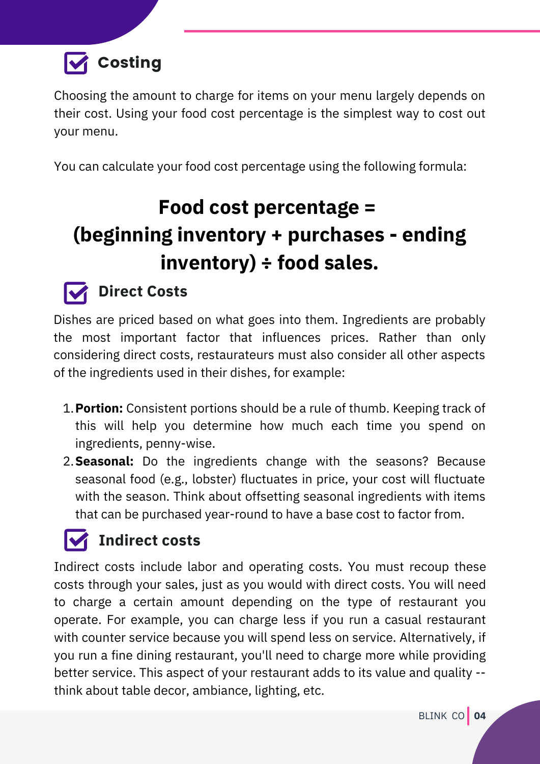## Costing

Choosing the amount to charge for items on your menu largely depends on their cost. Using your food cost percentage is the simplest way to cost out your menu.

You can calculate your food cost percentage using the following formula:

**Food cost percentage = (beginning inventory + purchases - ending inventory) ÷ food sales.**

## Direct Costs

Dishes are priced based on what goes into them. Ingredients are probably the most important factor that influences prices. Rather than only considering direct costs, restaurateurs must also consider all other aspects of the ingredients used in their dishes, for example:

1. **Portion:** Consistent portions should be a rule of thumb. Keeping track of this will help you determine how much each time you spend on ingredients, penny-wise.
2. **Seasonal:** Do the ingredients change with the seasons? Because seasonal food (e.g., lobster) fluctuates in price, your cost will fluctuate with the season. Think about offsetting seasonal ingredients with items that can be purchased year-round to have a base cost to factor from.

## Indirect costs

Indirect costs include labor and operating costs. You must recoup these costs through your sales, just as you would with direct costs. You will need to charge a certain amount depending on the type of restaurant you operate. For example, you can charge less if you run a casual restaurant with counter service because you will spend less on service. Alternatively, if you run a fine dining restaurant, you'll need to charge more while providing better service. This aspect of your restaurant adds to its value and quality -- think about table decor, ambiance, lighting, etc.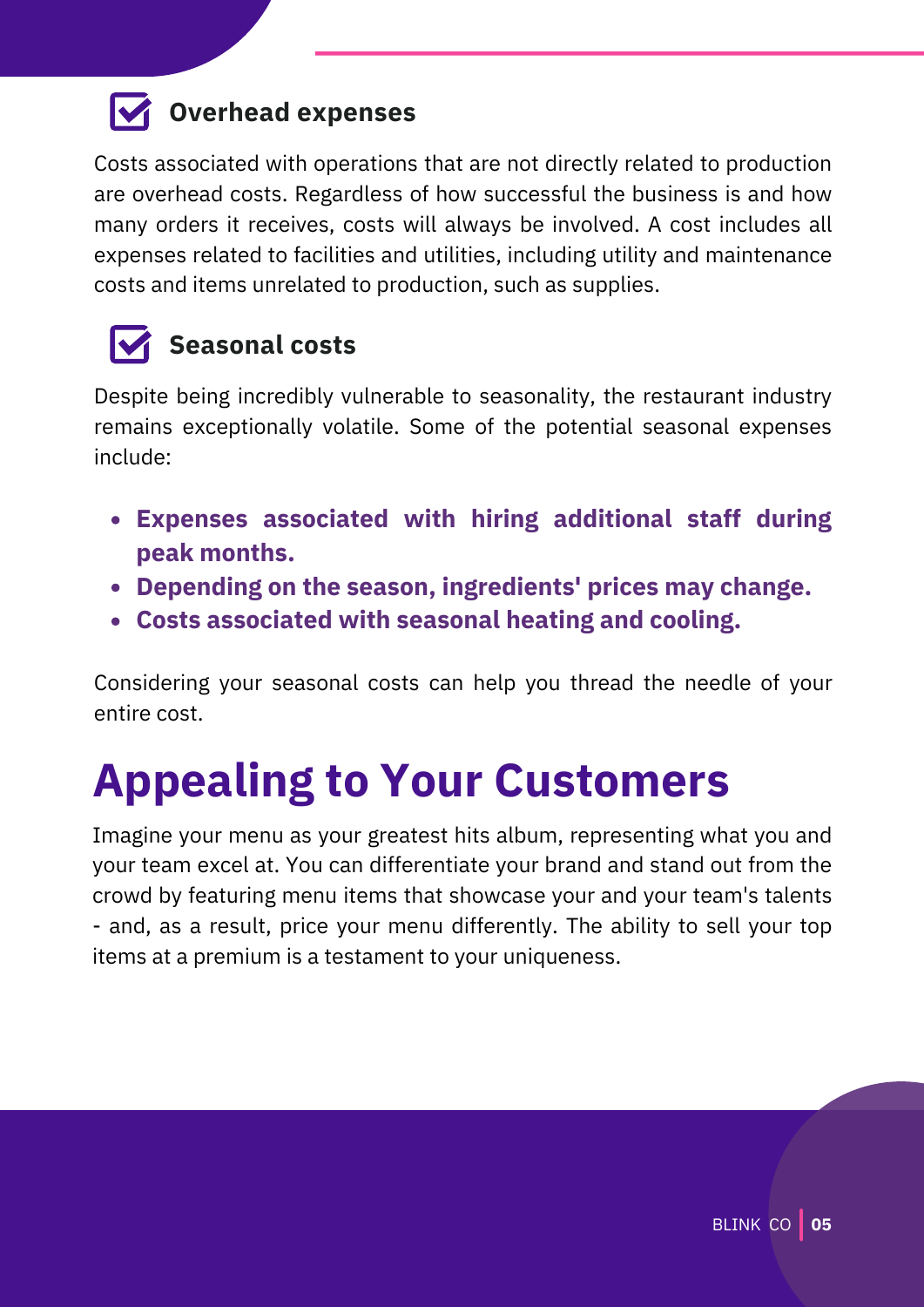### Overhead expenses

Costs associated with operations that are not directly related to production are overhead costs. Regardless of how successful the business is and how many orders it receives, costs will always be involved. A cost includes all expenses related to facilities and utilities, including utility and maintenance costs and items unrelated to production, such as supplies.

### Seasonal costs

Despite being incredibly vulnerable to seasonality, the restaurant industry remains exceptionally volatile. Some of the potential seasonal expenses include:

- **Expenses associated with hiring additional staff during peak months.**
- **Depending on the season, ingredients' prices may change.**
- **Costs associated with seasonal heating and cooling.**

Considering your seasonal costs can help you thread the needle of your entire cost.

# Appealing to Your Customers

Imagine your menu as your greatest hits album, representing what you and your team excel at. You can differentiate your brand and stand out from the crowd by featuring menu items that showcase your and your team's talents - and, as a result, price your menu differently. The ability to sell your top items at a premium is a testament to your uniqueness.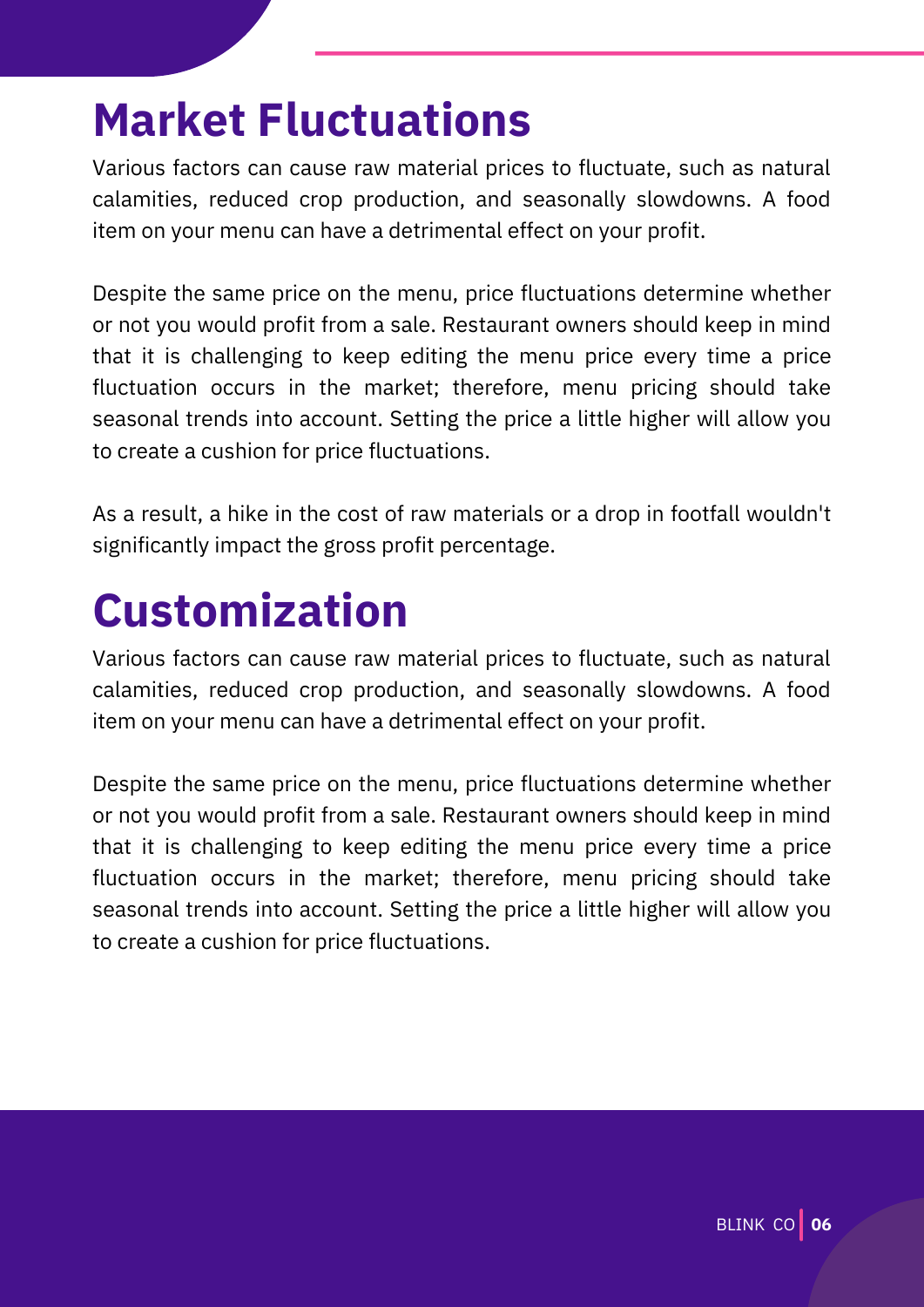# Market Fluctuations

Various factors can cause raw material prices to fluctuate, such as natural calamities, reduced crop production, and seasonally slowdowns. A food item on your menu can have a detrimental effect on your profit.

Despite the same price on the menu, price fluctuations determine whether or not you would profit from a sale. Restaurant owners should keep in mind that it is challenging to keep editing the menu price every time a price fluctuation occurs in the market; therefore, menu pricing should take seasonal trends into account. Setting the price a little higher will allow you to create a cushion for price fluctuations.

As a result, a hike in the cost of raw materials or a drop in footfall wouldn't significantly impact the gross profit percentage.

# Customization

Various factors can cause raw material prices to fluctuate, such as natural calamities, reduced crop production, and seasonally slowdowns. A food item on your menu can have a detrimental effect on your profit.

Despite the same price on the menu, price fluctuations determine whether or not you would profit from a sale. Restaurant owners should keep in mind that it is challenging to keep editing the menu price every time a price fluctuation occurs in the market; therefore, menu pricing should take seasonal trends into account. Setting the price a little higher will allow you to create a cushion for price fluctuations.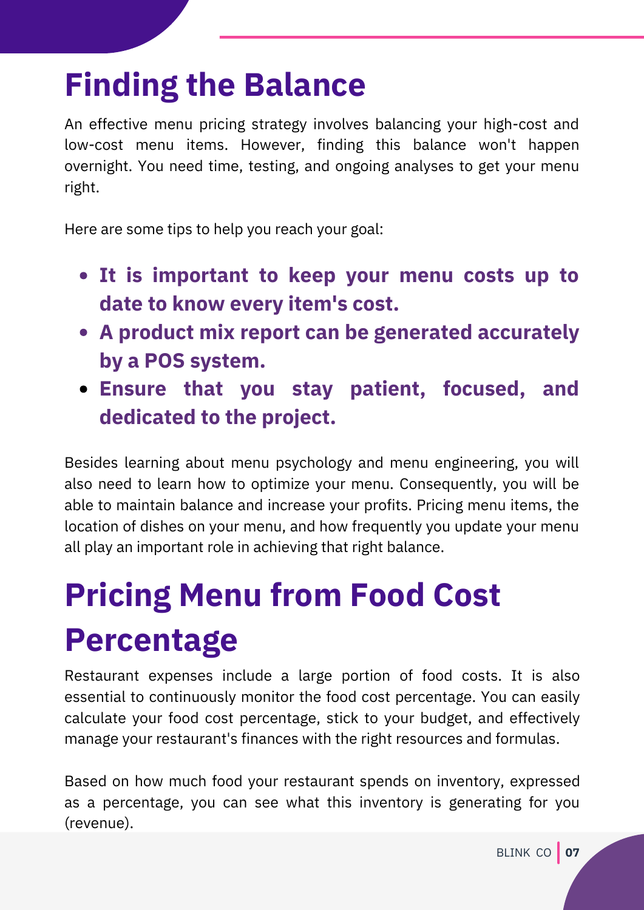# Finding the Balance

An effective menu pricing strategy involves balancing your high-cost and low-cost menu items. However, finding this balance won't happen overnight. You need time, testing, and ongoing analyses to get your menu right.

Here are some tips to help you reach your goal:

- **It is important to keep your menu costs up to date to know every item's cost.**
- **A product mix report can be generated accurately by a POS system.**
- **Ensure that you stay patient, focused, and dedicated to the project.**

Besides learning about menu psychology and menu engineering, you will also need to learn how to optimize your menu. Consequently, you will be able to maintain balance and increase your profits. Pricing menu items, the location of dishes on your menu, and how frequently you update your menu all play an important role in achieving that right balance.

# Pricing Menu from Food Cost Percentage

Restaurant expenses include a large portion of food costs. It is also essential to continuously monitor the food cost percentage. You can easily calculate your food cost percentage, stick to your budget, and effectively manage your restaurant's finances with the right resources and formulas.

Based on how much food your restaurant spends on inventory, expressed as a percentage, you can see what this inventory is generating for you (revenue).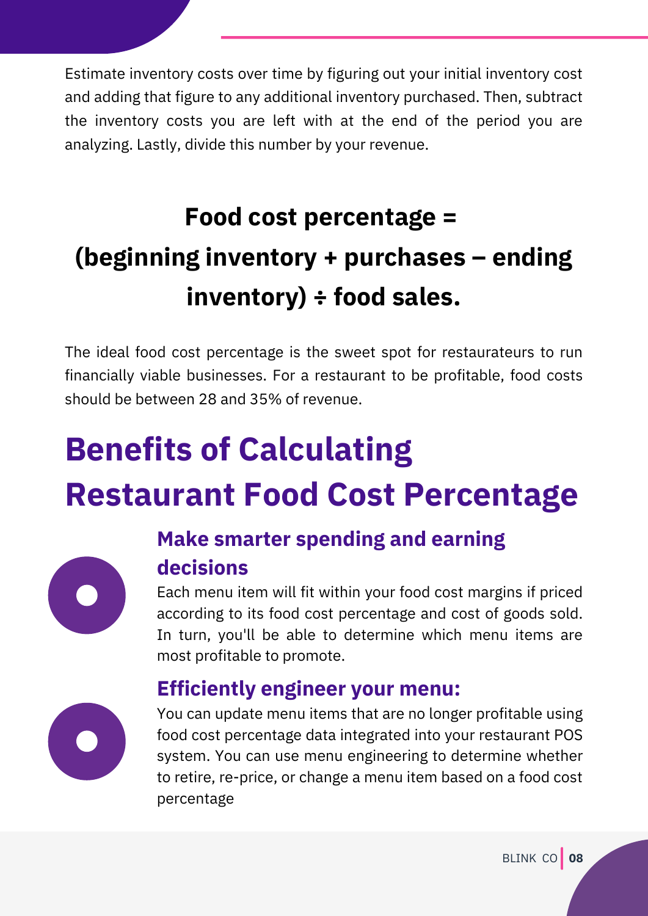Estimate inventory costs over time by figuring out your initial inventory cost and adding that figure to any additional inventory purchased. Then, subtract the inventory costs you are left with at the end of the period you are analyzing. Lastly, divide this number by your revenue.

**Food cost percentage = (beginning inventory + purchases – ending inventory) ÷ food sales.**

The ideal food cost percentage is the sweet spot for restaurateurs to run financially viable businesses. For a restaurant to be profitable, food costs should be between 28 and 35% of revenue.

# Benefits of Calculating Restaurant Food Cost Percentage

### Make smarter spending and earning decisions

Each menu item will fit within your food cost margins if priced according to its food cost percentage and cost of goods sold. In turn, you'll be able to determine which menu items are most profitable to promote.

### Efficiently engineer your menu:

You can update menu items that are no longer profitable using food cost percentage data integrated into your restaurant POS system. You can use menu engineering to determine whether to retire, re-price, or change a menu item based on a food cost percentage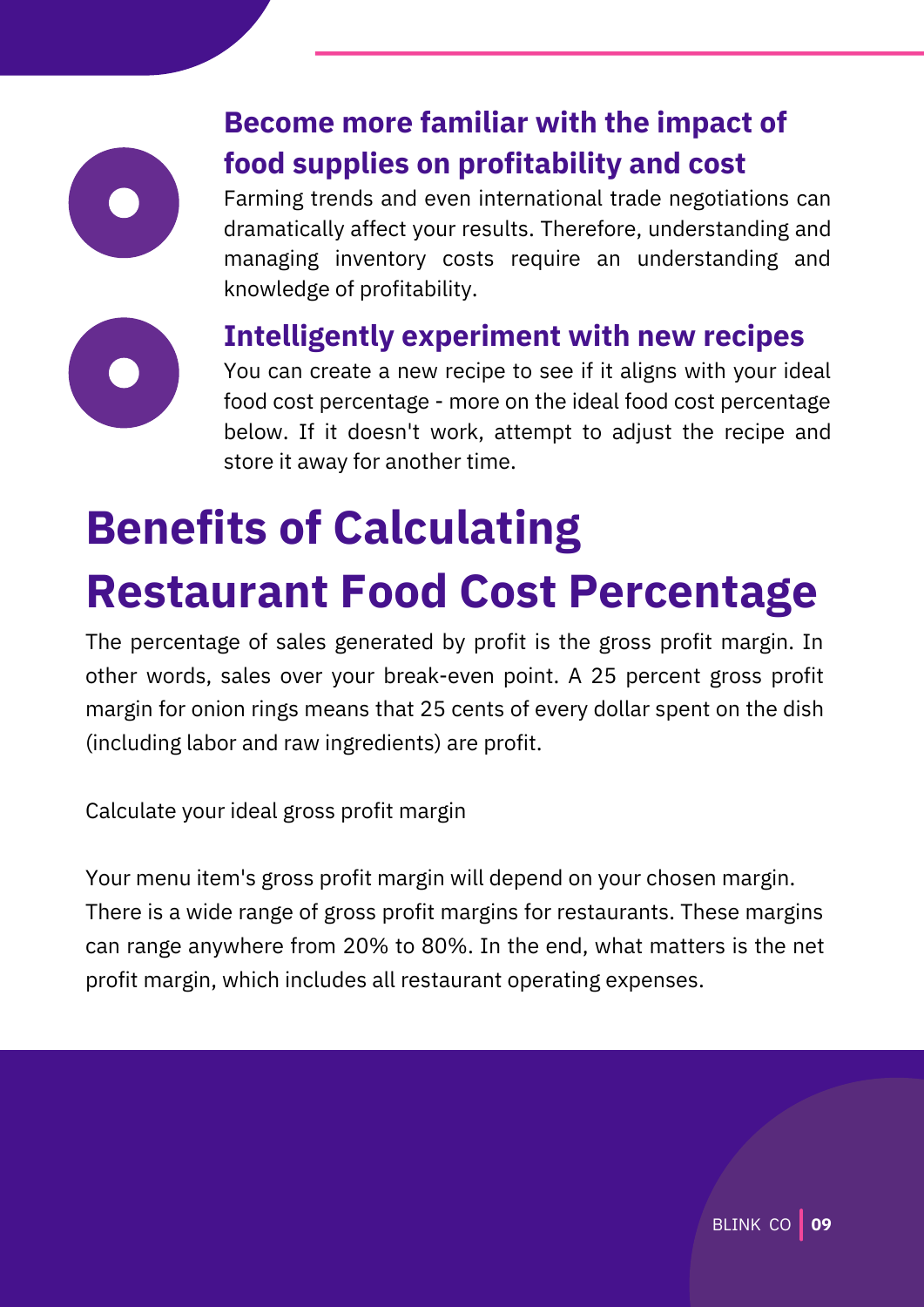### Become more familiar with the impact of food supplies on profitability and cost

Farming trends and even international trade negotiations can dramatically affect your results. Therefore, understanding and managing inventory costs require an understanding and knowledge of profitability.

### Intelligently experiment with new recipes

You can create a new recipe to see if it aligns with your ideal food cost percentage - more on the ideal food cost percentage below. If it doesn't work, attempt to adjust the recipe and store it away for another time.

# Benefits of Calculating Restaurant Food Cost Percentage

The percentage of sales generated by profit is the gross profit margin. In other words, sales over your break-even point. A 25 percent gross profit margin for onion rings means that 25 cents of every dollar spent on the dish (including labor and raw ingredients) are profit.

Calculate your ideal gross profit margin

Your menu item's gross profit margin will depend on your chosen margin. There is a wide range of gross profit margins for restaurants. These margins can range anywhere from 20% to 80%. In the end, what matters is the net profit margin, which includes all restaurant operating expenses.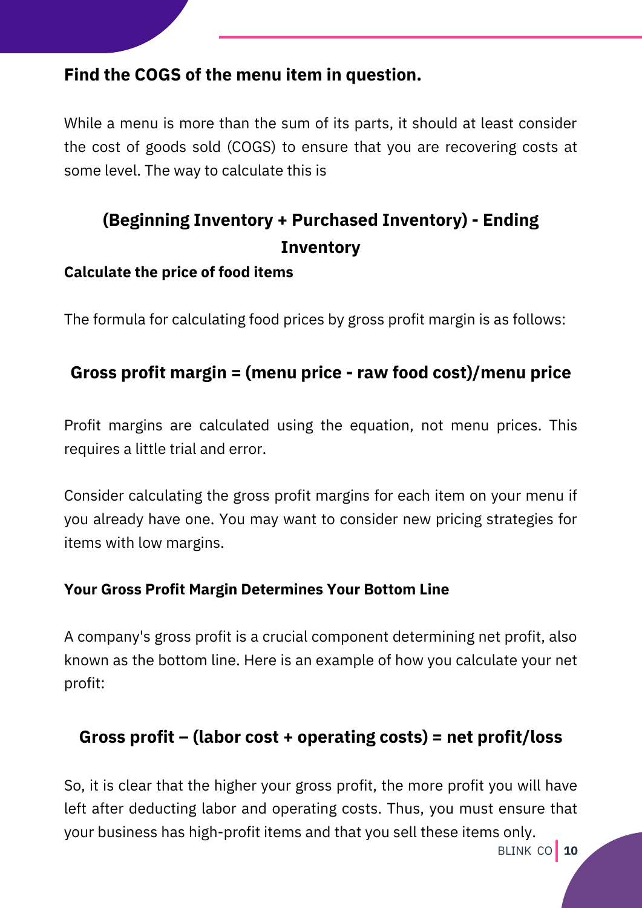### Find the COGS of the menu item in question.

While a menu is more than the sum of its parts, it should at least consider the cost of goods sold (COGS) to ensure that you are recovering costs at some level. The way to calculate this is

**(Beginning Inventory + Purchased Inventory) - Ending Inventory**

#### Calculate the price of food items

The formula for calculating food prices by gross profit margin is as follows:

**Gross profit margin = (menu price - raw food cost)/menu price**

Profit margins are calculated using the equation, not menu prices. This requires a little trial and error.

Consider calculating the gross profit margins for each item on your menu if you already have one. You may want to consider new pricing strategies for items with low margins.

#### Your Gross Profit Margin Determines Your Bottom Line

A company's gross profit is a crucial component determining net profit, also known as the bottom line. Here is an example of how you calculate your net profit:

**Gross profit – (labor cost + operating costs) = net profit/loss**

So, it is clear that the higher your gross profit, the more profit you will have left after deducting labor and operating costs. Thus, you must ensure that your business has high-profit items and that you sell these items only.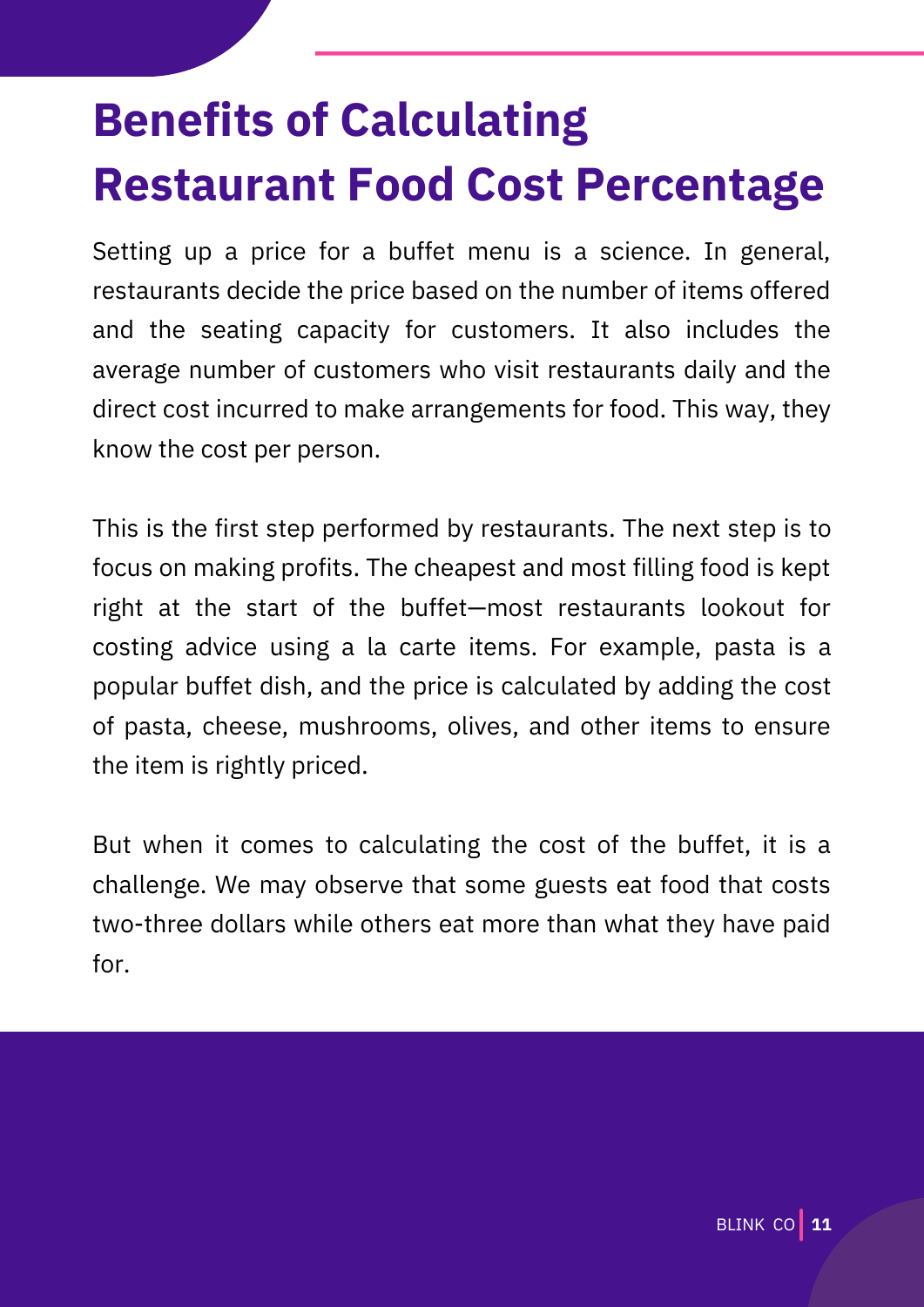# Benefits of Calculating Restaurant Food Cost Percentage

Setting up a price for a buffet menu is a science. In general, restaurants decide the price based on the number of items offered and the seating capacity for customers. It also includes the average number of customers who visit restaurants daily and the direct cost incurred to make arrangements for food. This way, they know the cost per person.

This is the first step performed by restaurants. The next step is to focus on making profits. The cheapest and most filling food is kept right at the start of the buffet—most restaurants lookout for costing advice using a la carte items. For example, pasta is a popular buffet dish, and the price is calculated by adding the cost of pasta, cheese, mushrooms, olives, and other items to ensure the item is rightly priced.

But when it comes to calculating the cost of the buffet, it is a challenge. We may observe that some guests eat food that costs two-three dollars while others eat more than what they have paid for.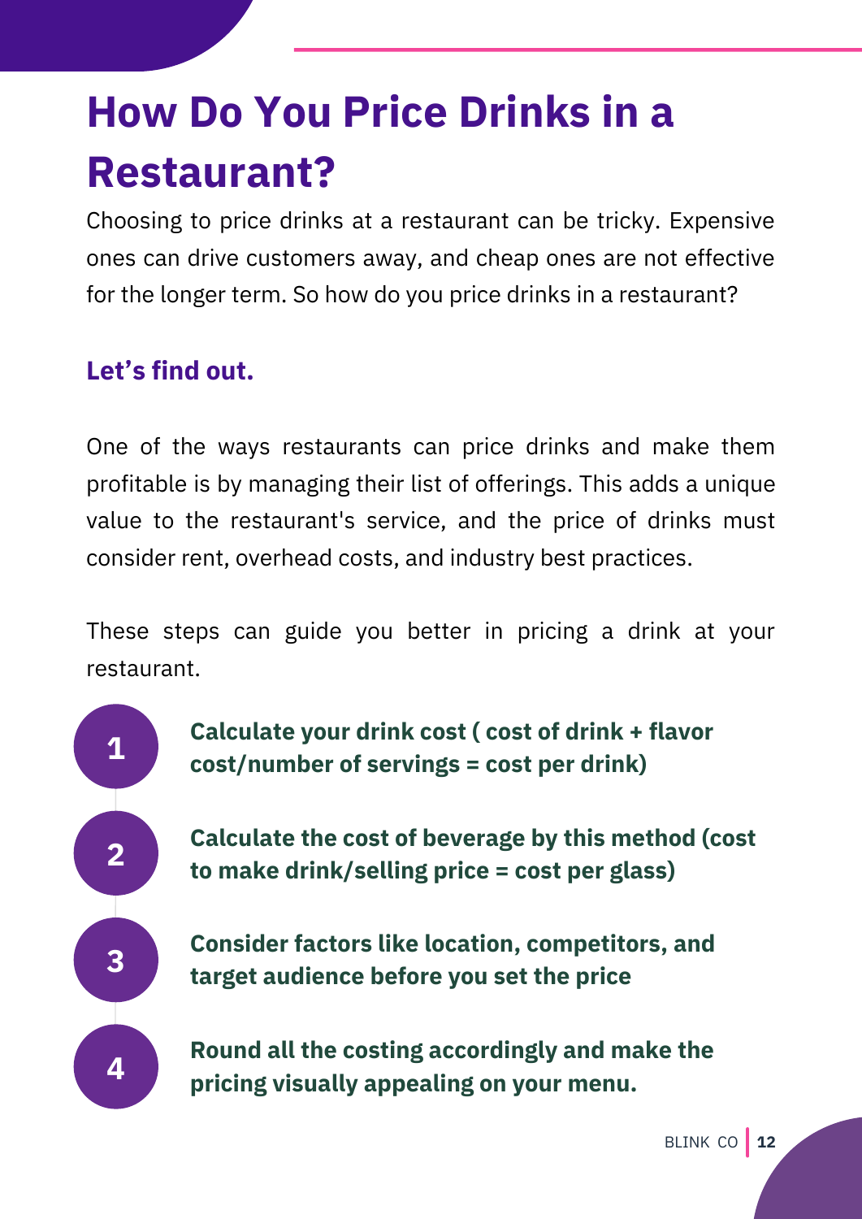# How Do You Price Drinks in a Restaurant?

Choosing to price drinks at a restaurant can be tricky. Expensive ones can drive customers away, and cheap ones are not effective for the longer term. So how do you price drinks in a restaurant?

### Let's find out.

One of the ways restaurants can price drinks and make them profitable is by managing their list of offerings. This adds a unique value to the restaurant's service, and the price of drinks must consider rent, overhead costs, and industry best practices.

These steps can guide you better in pricing a drink at your restaurant.

1. **Calculate your drink cost ( cost of drink + flavor cost/number of servings = cost per drink)**
2. **Calculate the cost of beverage by this method (cost to make drink/selling price = cost per glass)**
3. **Consider factors like location, competitors, and target audience before you set the price**
4. **Round all the costing accordingly and make the pricing visually appealing on your menu.**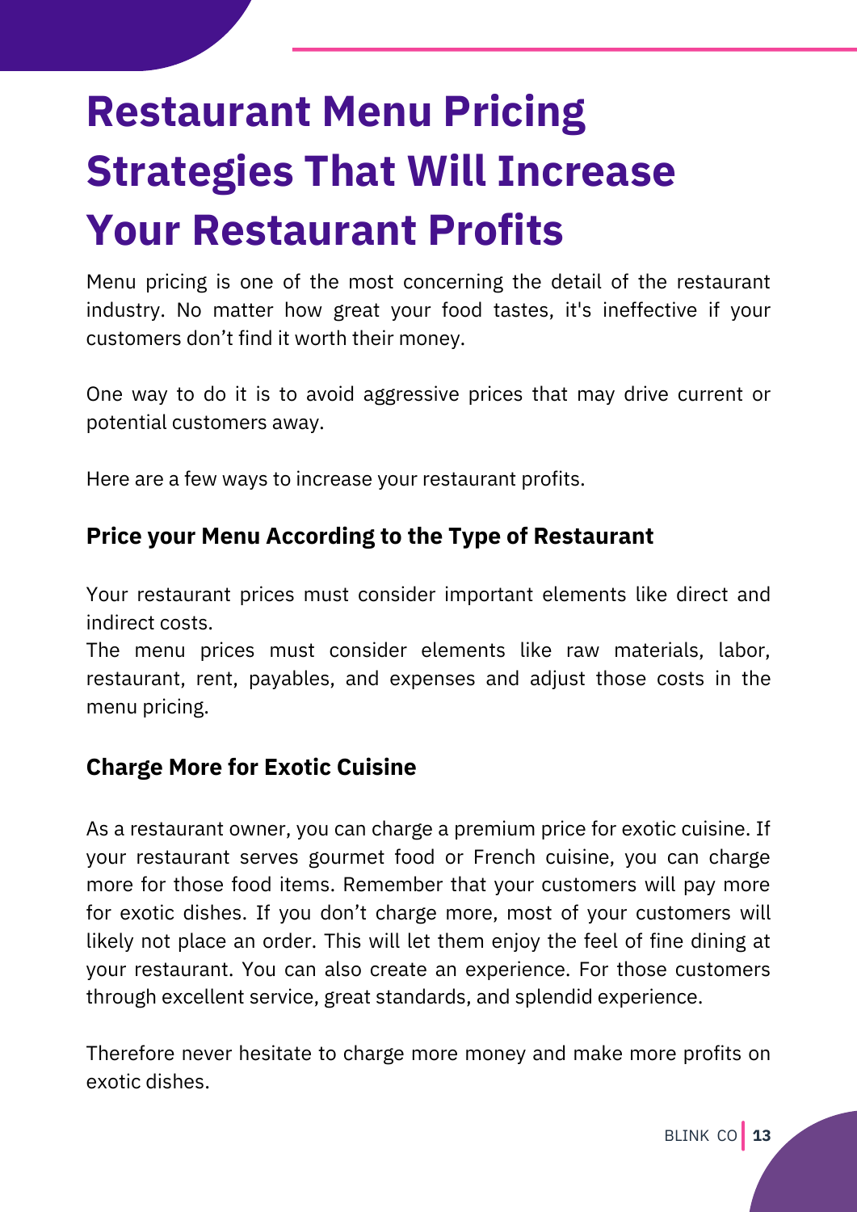# Restaurant Menu Pricing Strategies That Will Increase Your Restaurant Profits

Menu pricing is one of the most concerning the detail of the restaurant industry. No matter how great your food tastes, it's ineffective if your customers don't find it worth their money.

One way to do it is to avoid aggressive prices that may drive current or potential customers away.

Here are a few ways to increase your restaurant profits.

### Price your Menu According to the Type of Restaurant

Your restaurant prices must consider important elements like direct and indirect costs.
The menu prices must consider elements like raw materials, labor, restaurant, rent, payables, and expenses and adjust those costs in the menu pricing.

### Charge More for Exotic Cuisine

As a restaurant owner, you can charge a premium price for exotic cuisine. If your restaurant serves gourmet food or French cuisine, you can charge more for those food items. Remember that your customers will pay more for exotic dishes. If you don't charge more, most of your customers will likely not place an order. This will let them enjoy the feel of fine dining at your restaurant. You can also create an experience. For those customers through excellent service, great standards, and splendid experience.

Therefore never hesitate to charge more money and make more profits on exotic dishes.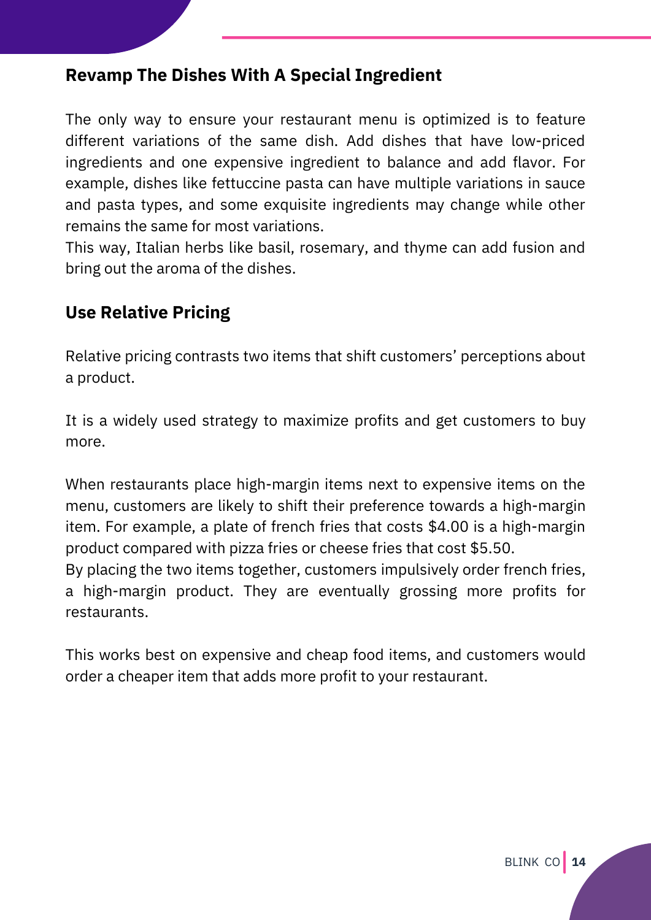## Revamp The Dishes With A Special Ingredient

The only way to ensure your restaurant menu is optimized is to feature different variations of the same dish. Add dishes that have low-priced ingredients and one expensive ingredient to balance and add flavor. For example, dishes like fettuccine pasta can have multiple variations in sauce and pasta types, and some exquisite ingredients may change while other remains the same for most variations.
This way, Italian herbs like basil, rosemary, and thyme can add fusion and bring out the aroma of the dishes.

## Use Relative Pricing

Relative pricing contrasts two items that shift customers' perceptions about a product.

It is a widely used strategy to maximize profits and get customers to buy more.

When restaurants place high-margin items next to expensive items on the menu, customers are likely to shift their preference towards a high-margin item. For example, a plate of french fries that costs $4.00 is a high-margin product compared with pizza fries or cheese fries that cost $5.50.
By placing the two items together, customers impulsively order french fries, a high-margin product. They are eventually grossing more profits for restaurants.

This works best on expensive and cheap food items, and customers would order a cheaper item that adds more profit to your restaurant.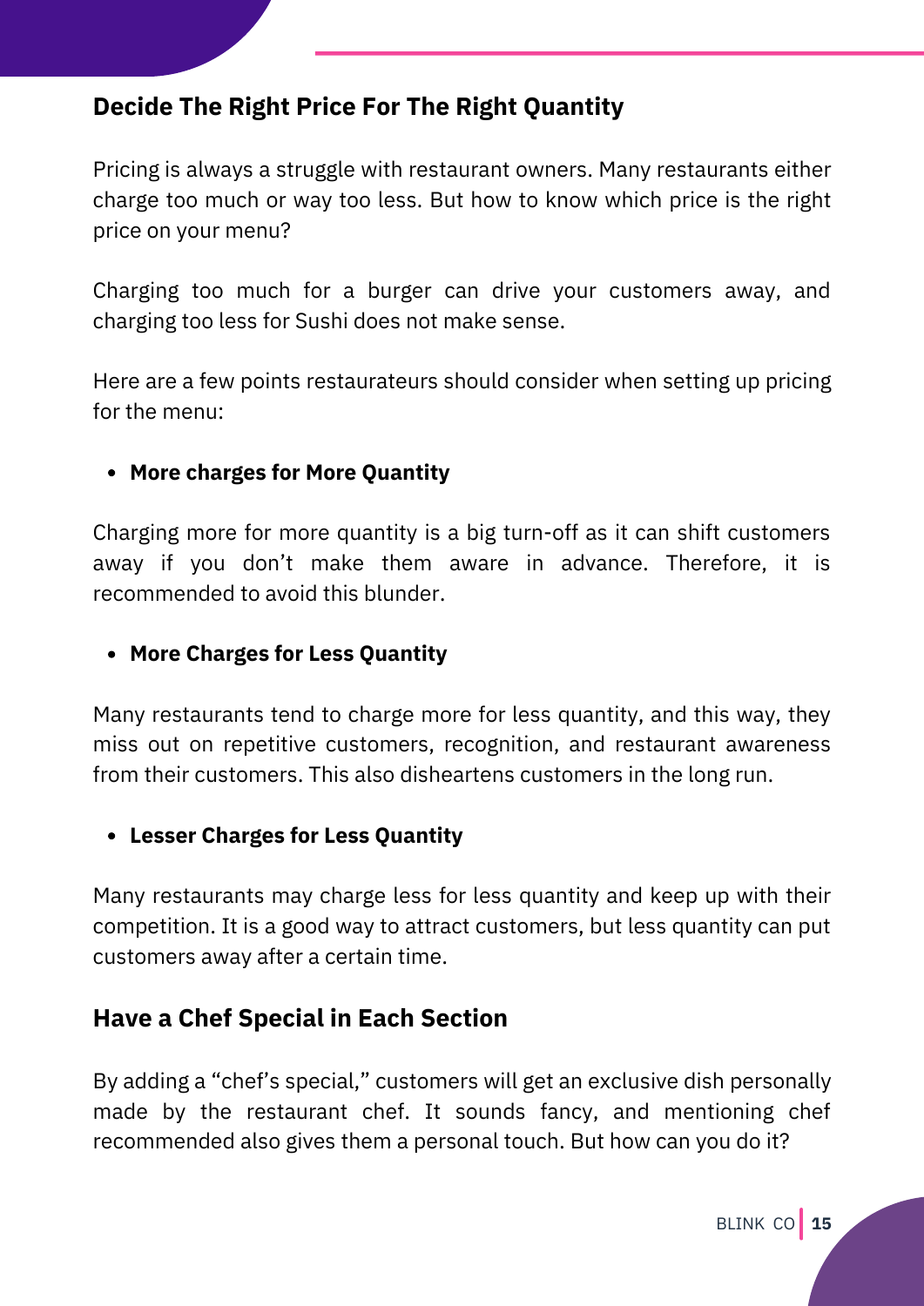## Decide The Right Price For The Right Quantity

Pricing is always a struggle with restaurant owners. Many restaurants either charge too much or way too less. But how to know which price is the right price on your menu?

Charging too much for a burger can drive your customers away, and charging too less for Sushi does not make sense.

Here are a few points restaurateurs should consider when setting up pricing for the menu:

- **More charges for More Quantity**

Charging more for more quantity is a big turn-off as it can shift customers away if you don't make them aware in advance. Therefore, it is recommended to avoid this blunder.

- **More Charges for Less Quantity**

Many restaurants tend to charge more for less quantity, and this way, they miss out on repetitive customers, recognition, and restaurant awareness from their customers. This also disheartens customers in the long run.

- **Lesser Charges for Less Quantity**

Many restaurants may charge less for less quantity and keep up with their competition. It is a good way to attract customers, but less quantity can put customers away after a certain time.

## Have a Chef Special in Each Section

By adding a "chef's special," customers will get an exclusive dish personally made by the restaurant chef. It sounds fancy, and mentioning chef recommended also gives them a personal touch. But how can you do it?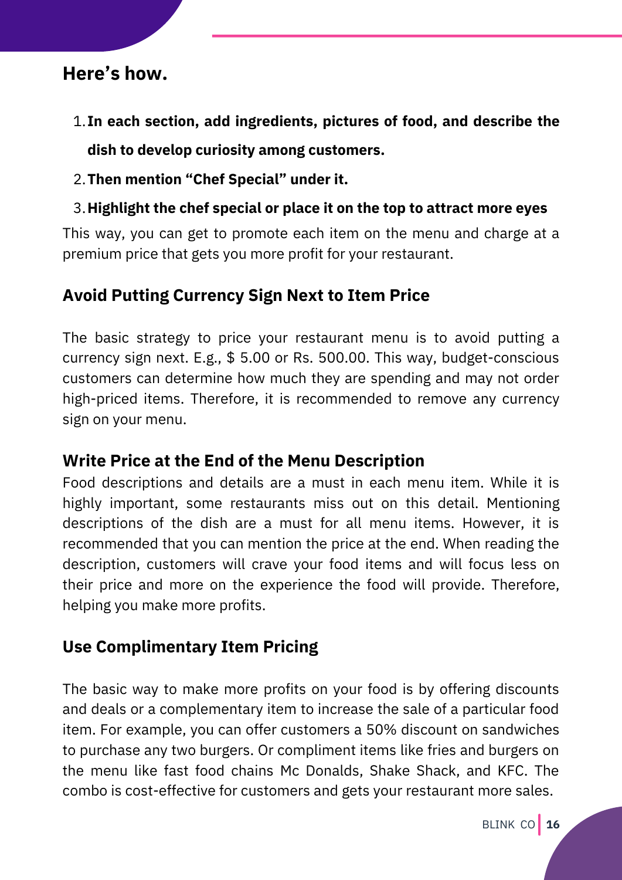## Here's how.

1. **In each section, add ingredients, pictures of food, and describe the dish to develop curiosity among customers.**
2. **Then mention "Chef Special" under it.**
3. **Highlight the chef special or place it on the top to attract more eyes**

This way, you can get to promote each item on the menu and charge at a premium price that gets you more profit for your restaurant.

### Avoid Putting Currency Sign Next to Item Price

The basic strategy to price your restaurant menu is to avoid putting a currency sign next. E.g., $ 5.00 or Rs. 500.00. This way, budget-conscious customers can determine how much they are spending and may not order high-priced items. Therefore, it is recommended to remove any currency sign on your menu.

### Write Price at the End of the Menu Description

Food descriptions and details are a must in each menu item. While it is highly important, some restaurants miss out on this detail. Mentioning descriptions of the dish are a must for all menu items. However, it is recommended that you can mention the price at the end. When reading the description, customers will crave your food items and will focus less on their price and more on the experience the food will provide. Therefore, helping you make more profits.

### Use Complimentary Item Pricing

The basic way to make more profits on your food is by offering discounts and deals or a complementary item to increase the sale of a particular food item. For example, you can offer customers a 50% discount on sandwiches to purchase any two burgers. Or compliment items like fries and burgers on the menu like fast food chains Mc Donalds, Shake Shack, and KFC. The combo is cost-effective for customers and gets your restaurant more sales.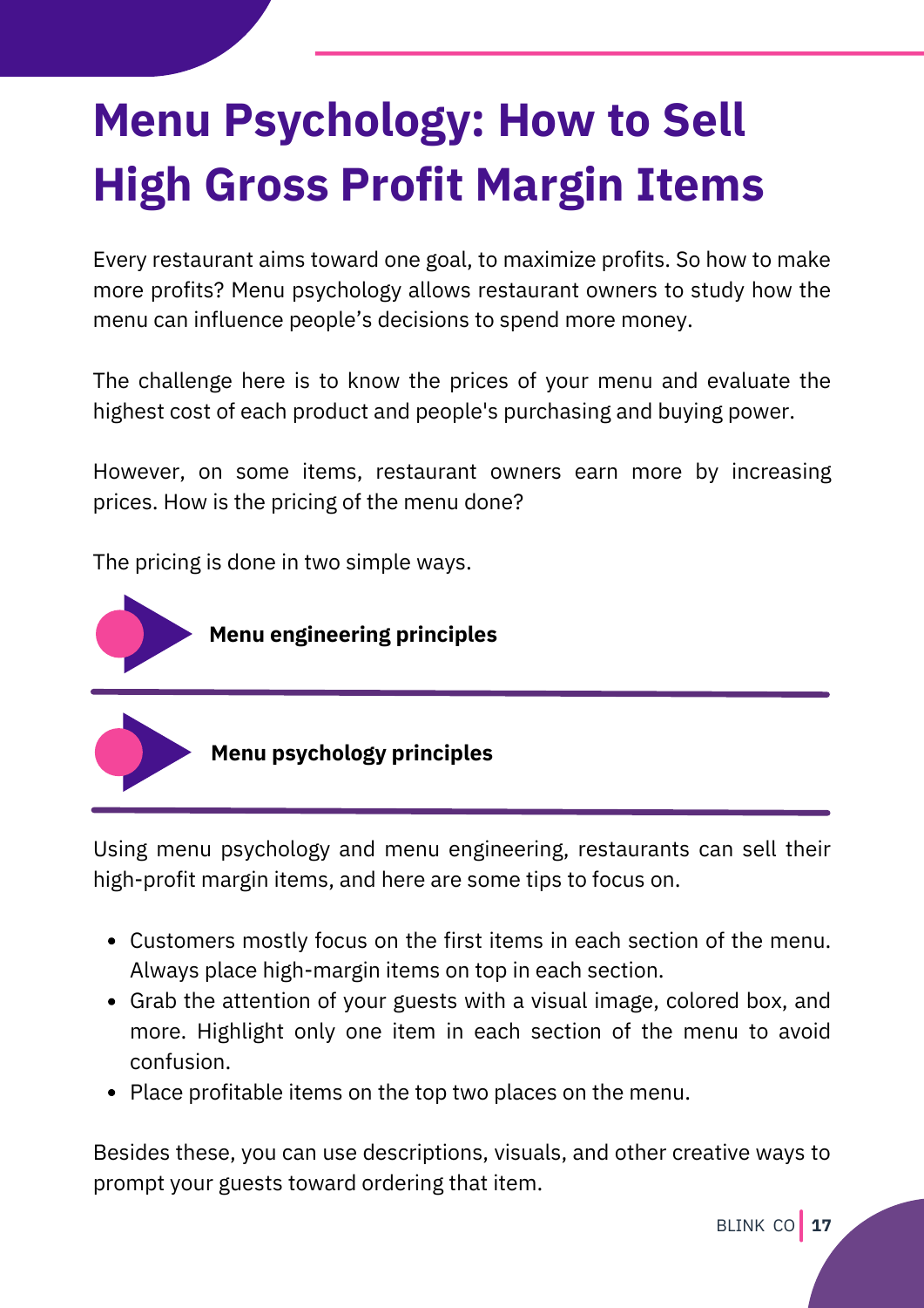# Menu Psychology: How to Sell High Gross Profit Margin Items

Every restaurant aims toward one goal, to maximize profits. So how to make more profits? Menu psychology allows restaurant owners to study how the menu can influence people's decisions to spend more money.

The challenge here is to know the prices of your menu and evaluate the highest cost of each product and people's purchasing and buying power.

However, on some items, restaurant owners earn more by increasing prices. How is the pricing of the menu done?

The pricing is done in two simple ways.

**Menu engineering principles**

**Menu psychology principles**

Using menu psychology and menu engineering, restaurants can sell their high-profit margin items, and here are some tips to focus on.

- Customers mostly focus on the first items in each section of the menu. Always place high-margin items on top in each section.
- Grab the attention of your guests with a visual image, colored box, and more. Highlight only one item in each section of the menu to avoid confusion.
- Place profitable items on the top two places on the menu.

Besides these, you can use descriptions, visuals, and other creative ways to prompt your guests toward ordering that item.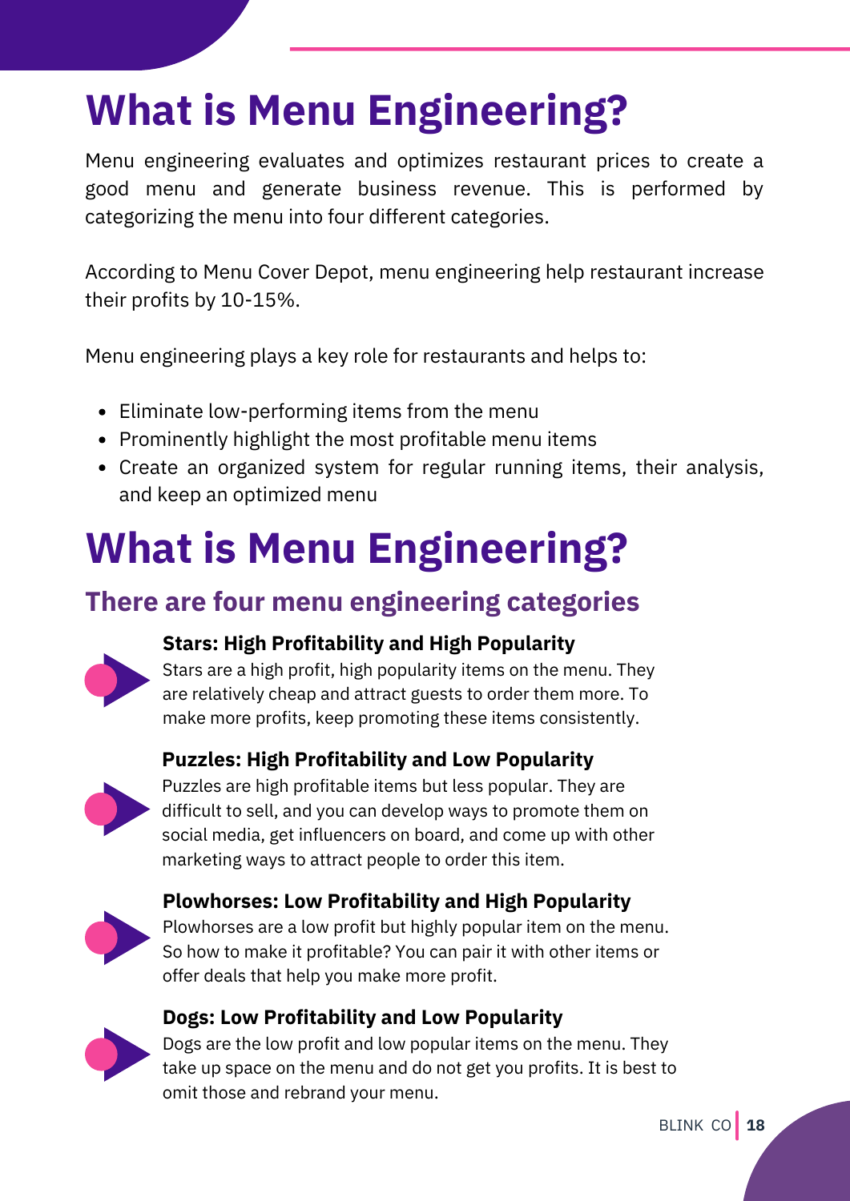# What is Menu Engineering?

Menu engineering evaluates and optimizes restaurant prices to create a good menu and generate business revenue. This is performed by categorizing the menu into four different categories.

According to Menu Cover Depot, menu engineering help restaurant increase their profits by 10-15%.

Menu engineering plays a key role for restaurants and helps to:

- Eliminate low-performing items from the menu
- Prominently highlight the most profitable menu items
- Create an organized system for regular running items, their analysis, and keep an optimized menu

# What is Menu Engineering?

## There are four menu engineering categories

**Stars: High Profitability and High Popularity**
Stars are a high profit, high popularity items on the menu. They are relatively cheap and attract guests to order them more. To make more profits, keep promoting these items consistently.

**Puzzles: High Profitability and Low Popularity**
Puzzles are high profitable items but less popular. They are difficult to sell, and you can develop ways to promote them on social media, get influencers on board, and come up with other marketing ways to attract people to order this item.

**Plowhorses: Low Profitability and High Popularity**
Plowhorses are a low profit but highly popular item on the menu. So how to make it profitable? You can pair it with other items or offer deals that help you make more profit.

**Dogs: Low Profitability and Low Popularity**
Dogs are the low profit and low popular items on the menu. They take up space on the menu and do not get you profits. It is best to omit those and rebrand your menu.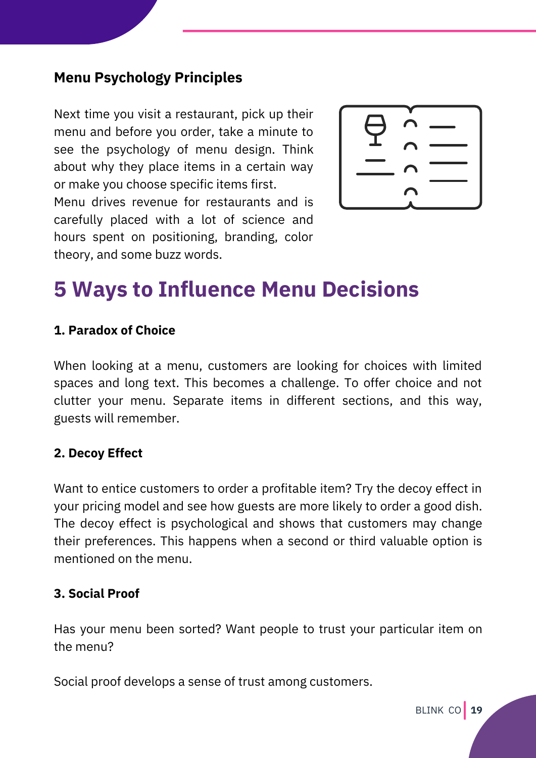### Menu Psychology Principles

Next time you visit a restaurant, pick up their menu and before you order, take a minute to see the psychology of menu design. Think about why they place items in a certain way or make you choose specific items first.

Menu drives revenue for restaurants and is carefully placed with a lot of science and hours spent on positioning, branding, color theory, and some buzz words.

## 5 Ways to Influence Menu Decisions

**1. Paradox of Choice**

When looking at a menu, customers are looking for choices with limited spaces and long text. This becomes a challenge. To offer choice and not clutter your menu. Separate items in different sections, and this way, guests will remember.

**2. Decoy Effect**

Want to entice customers to order a profitable item? Try the decoy effect in your pricing model and see how guests are more likely to order a good dish. The decoy effect is psychological and shows that customers may change their preferences. This happens when a second or third valuable option is mentioned on the menu.

**3. Social Proof**

Has your menu been sorted? Want people to trust your particular item on the menu?

Social proof develops a sense of trust among customers.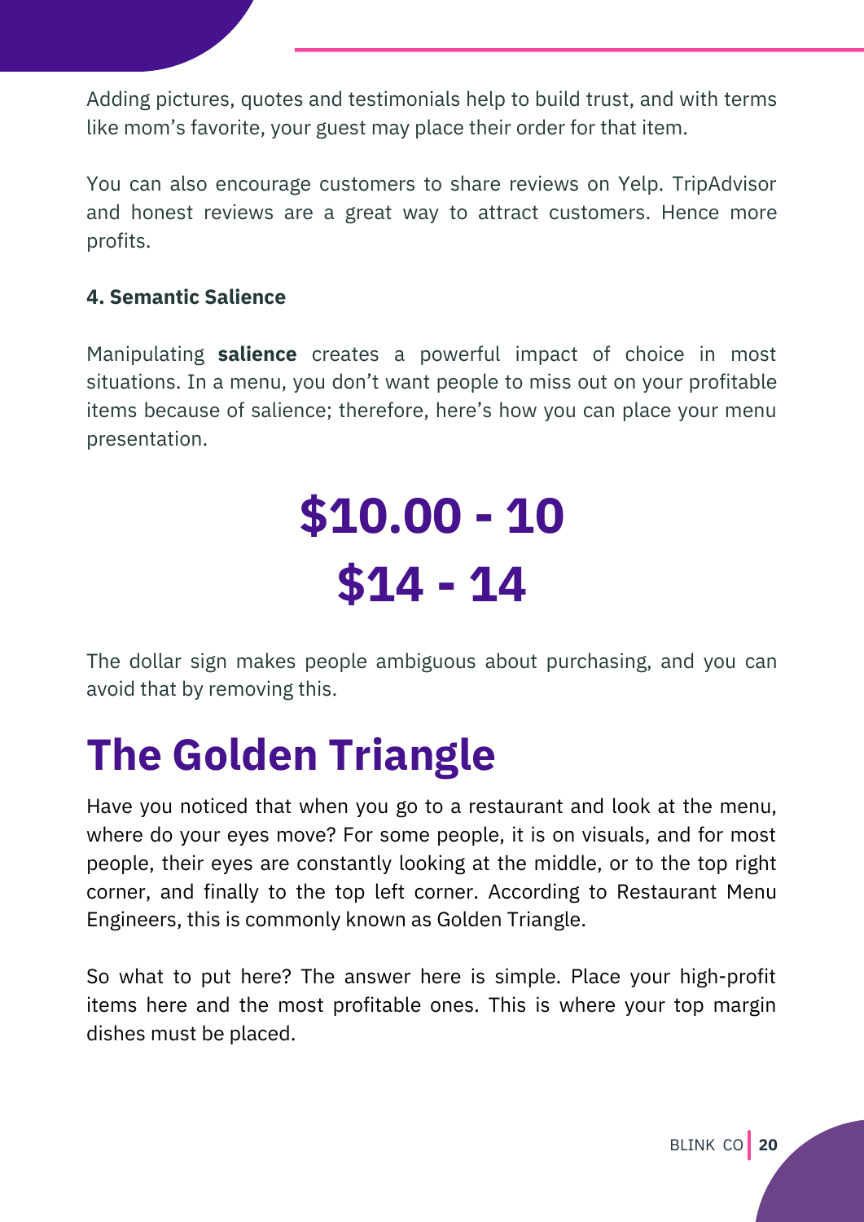Adding pictures, quotes and testimonials help to build trust, and with terms like mom's favorite, your guest may place their order for that item.

You can also encourage customers to share reviews on Yelp. TripAdvisor and honest reviews are a great way to attract customers. Hence more profits.

#### 4. Semantic Salience

Manipulating **salience** creates a powerful impact of choice in most situations. In a menu, you don't want people to miss out on your profitable items because of salience; therefore, here's how you can place your menu presentation.

**$10.00 - 10**

**$14 - 14**

The dollar sign makes people ambiguous about purchasing, and you can avoid that by removing this.

# The Golden Triangle

Have you noticed that when you go to a restaurant and look at the menu, where do your eyes move? For some people, it is on visuals, and for most people, their eyes are constantly looking at the middle, or to the top right corner, and finally to the top left corner. According to Restaurant Menu Engineers, this is commonly known as Golden Triangle.

So what to put here? The answer here is simple. Place your high-profit items here and the most profitable ones. This is where your top margin dishes must be placed.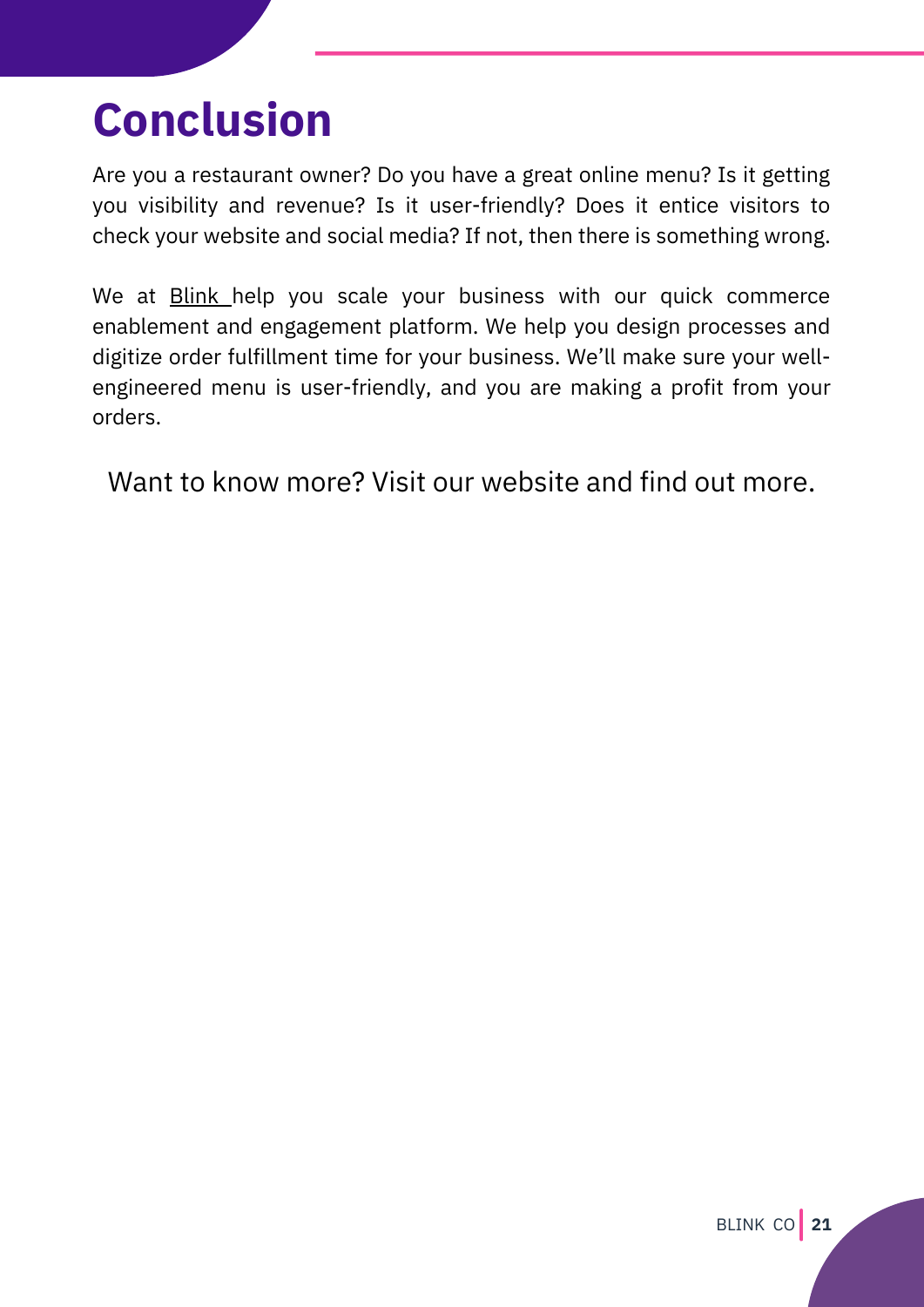# Conclusion

Are you a restaurant owner? Do you have a great online menu? Is it getting you visibility and revenue? Is it user-friendly? Does it entice visitors to check your website and social media? If not, then there is something wrong.

We at Blink help you scale your business with our quick commerce enablement and engagement platform. We help you design processes and digitize order fulfillment time for your business. We'll make sure your well-engineered menu is user-friendly, and you are making a profit from your orders.

Want to know more? Visit our website and find out more.